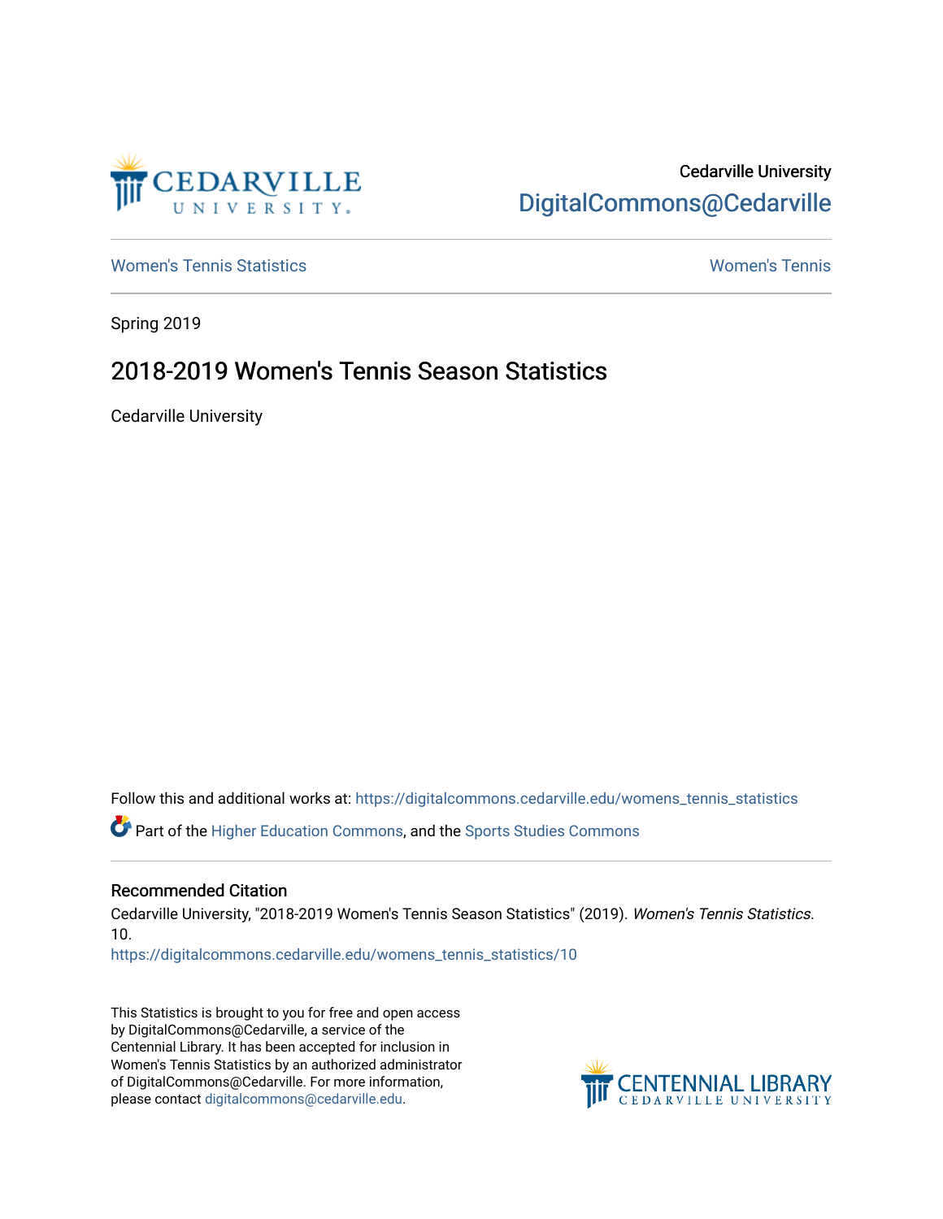Cedarville University

DigitalCommons@Cedarville

Women's Tennis Statistics

Women's Tennis

Spring 2019

# 2018-2019 Women's Tennis Season Statistics

Cedarville University

Follow this and additional works at: https://digitalcommons.cedarville.edu/womens_tennis_statistics

Part of the Higher Education Commons, and the Sports Studies Commons

## Recommended Citation

Cedarville University, "2018-2019 Women's Tennis Season Statistics" (2019). *Women's Tennis Statistics*. 10.
https://digitalcommons.cedarville.edu/womens_tennis_statistics/10

This Statistics is brought to you for free and open access by DigitalCommons@Cedarville, a service of the Centennial Library. It has been accepted for inclusion in Women's Tennis Statistics by an authorized administrator of DigitalCommons@Cedarville. For more information, please contact digitalcommons@cedarville.edu.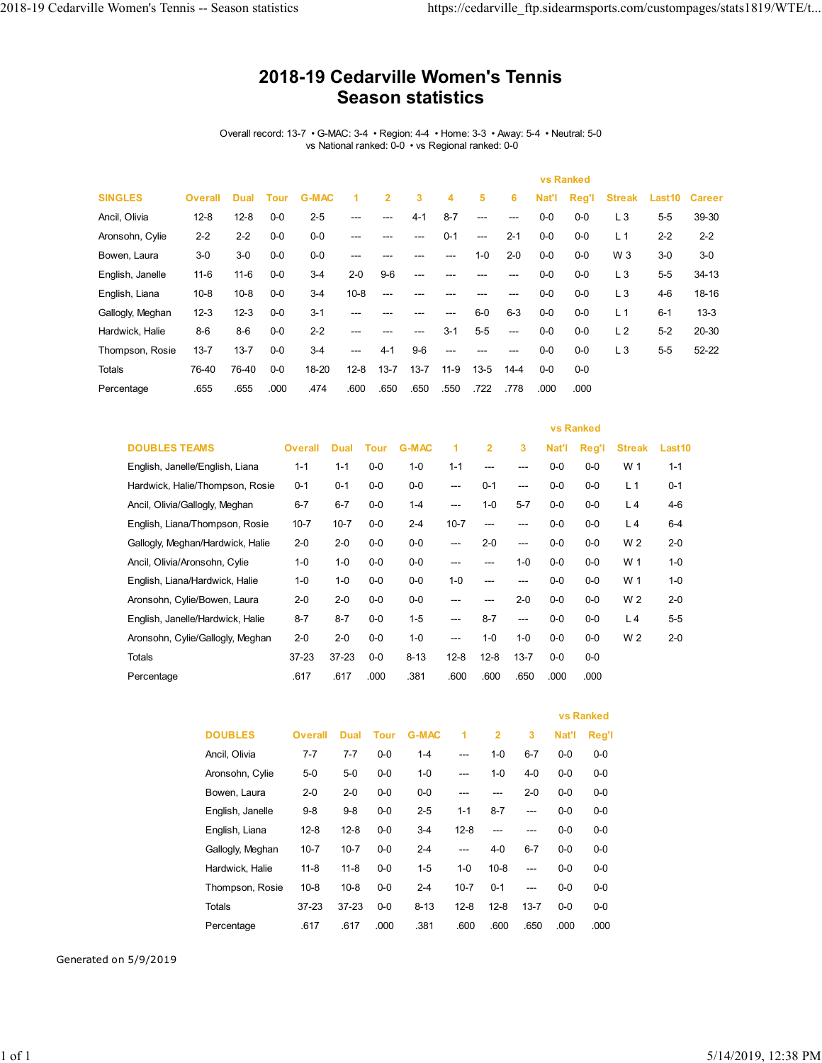# 2018-19 Cedarville Women's Tennis
## Season statistics

Overall record: 13-7 • G-MAC: 3-4 • Region: 4-4 • Home: 3-3 • Away: 5-4 • Neutral: 5-0
vs National ranked: 0-0 • vs Regional ranked: 0-0

| SINGLES | Overall | Dual | Tour | G-MAC | 1 | 2 | 3 | 4 | 5 | 6 | vs Ranked Nat'l | vs Ranked Reg'l | Streak | Last10 | Career |
|---|---|---|---|---|---|---|---|---|---|---|---|---|---|---|---|
| Ancil, Olivia | 12-8 | 12-8 | 0-0 | 2-5 | --- | --- | 4-1 | 8-7 | --- | --- | 0-0 | 0-0 | L 3 | 5-5 | 39-30 |
| Aronsohn, Cylie | 2-2 | 2-2 | 0-0 | 0-0 | --- | --- | --- | 0-1 | --- | 2-1 | 0-0 | 0-0 | L 1 | 2-2 | 2-2 |
| Bowen, Laura | 3-0 | 3-0 | 0-0 | 0-0 | --- | --- | --- | --- | 1-0 | 2-0 | 0-0 | 0-0 | W 3 | 3-0 | 3-0 |
| English, Janelle | 11-6 | 11-6 | 0-0 | 3-4 | 2-0 | 9-6 | --- | --- | --- | --- | 0-0 | 0-0 | L 3 | 5-5 | 34-13 |
| English, Liana | 10-8 | 10-8 | 0-0 | 3-4 | 10-8 | --- | --- | --- | --- | --- | 0-0 | 0-0 | L 3 | 4-6 | 18-16 |
| Gallogly, Meghan | 12-3 | 12-3 | 0-0 | 3-1 | --- | --- | --- | --- | 6-0 | 6-3 | 0-0 | 0-0 | L 1 | 6-1 | 13-3 |
| Hardwick, Halie | 8-6 | 8-6 | 0-0 | 2-2 | --- | --- | --- | 3-1 | 5-5 | --- | 0-0 | 0-0 | L 2 | 5-2 | 20-30 |
| Thompson, Rosie | 13-7 | 13-7 | 0-0 | 3-4 | --- | 4-1 | 9-6 | --- | --- | --- | 0-0 | 0-0 | L 3 | 5-5 | 52-22 |
| Totals | 76-40 | 76-40 | 0-0 | 18-20 | 12-8 | 13-7 | 13-7 | 11-9 | 13-5 | 14-4 | 0-0 | 0-0 | | | |
| Percentage | .655 | .655 | .000 | .474 | .600 | .650 | .650 | .550 | .722 | .778 | .000 | .000 | | | |

| DOUBLES TEAMS | Overall | Dual | Tour | G-MAC | 1 | 2 | 3 | vs Ranked Nat'l | vs Ranked Reg'l | Streak | Last10 |
|---|---|---|---|---|---|---|---|---|---|---|---|
| English, Janelle/English, Liana | 1-1 | 1-1 | 0-0 | 1-0 | 1-1 | --- | --- | 0-0 | 0-0 | W 1 | 1-1 |
| Hardwick, Halie/Thompson, Rosie | 0-1 | 0-1 | 0-0 | 0-0 | --- | 0-1 | --- | 0-0 | 0-0 | L 1 | 0-1 |
| Ancil, Olivia/Gallogly, Meghan | 6-7 | 6-7 | 0-0 | 1-4 | --- | 1-0 | 5-7 | 0-0 | 0-0 | L 4 | 4-6 |
| English, Liana/Thompson, Rosie | 10-7 | 10-7 | 0-0 | 2-4 | 10-7 | --- | --- | 0-0 | 0-0 | L 4 | 6-4 |
| Gallogly, Meghan/Hardwick, Halie | 2-0 | 2-0 | 0-0 | 0-0 | --- | 2-0 | --- | 0-0 | 0-0 | W 2 | 2-0 |
| Ancil, Olivia/Aronsohn, Cylie | 1-0 | 1-0 | 0-0 | 0-0 | --- | --- | 1-0 | 0-0 | 0-0 | W 1 | 1-0 |
| English, Liana/Hardwick, Halie | 1-0 | 1-0 | 0-0 | 0-0 | 1-0 | --- | --- | 0-0 | 0-0 | W 1 | 1-0 |
| Aronsohn, Cylie/Bowen, Laura | 2-0 | 2-0 | 0-0 | 0-0 | --- | --- | 2-0 | 0-0 | 0-0 | W 2 | 2-0 |
| English, Janelle/Hardwick, Halie | 8-7 | 8-7 | 0-0 | 1-5 | --- | 8-7 | --- | 0-0 | 0-0 | L 4 | 5-5 |
| Aronsohn, Cylie/Gallogly, Meghan | 2-0 | 2-0 | 0-0 | 1-0 | --- | 1-0 | 1-0 | 0-0 | 0-0 | W 2 | 2-0 |
| Totals | 37-23 | 37-23 | 0-0 | 8-13 | 12-8 | 12-8 | 13-7 | 0-0 | 0-0 | | |
| Percentage | .617 | .617 | .000 | .381 | .600 | .600 | .650 | .000 | .000 | | |

| DOUBLES | Overall | Dual | Tour | G-MAC | 1 | 2 | 3 | vs Ranked Nat'l | vs Ranked Reg'l |
|---|---|---|---|---|---|---|---|---|---|
| Ancil, Olivia | 7-7 | 7-7 | 0-0 | 1-4 | --- | 1-0 | 6-7 | 0-0 | 0-0 |
| Aronsohn, Cylie | 5-0 | 5-0 | 0-0 | 1-0 | --- | 1-0 | 4-0 | 0-0 | 0-0 |
| Bowen, Laura | 2-0 | 2-0 | 0-0 | 0-0 | --- | --- | 2-0 | 0-0 | 0-0 |
| English, Janelle | 9-8 | 9-8 | 0-0 | 2-5 | 1-1 | 8-7 | --- | 0-0 | 0-0 |
| English, Liana | 12-8 | 12-8 | 0-0 | 3-4 | 12-8 | --- | --- | 0-0 | 0-0 |
| Gallogly, Meghan | 10-7 | 10-7 | 0-0 | 2-4 | --- | 4-0 | 6-7 | 0-0 | 0-0 |
| Hardwick, Halie | 11-8 | 11-8 | 0-0 | 1-5 | 1-0 | 10-8 | --- | 0-0 | 0-0 |
| Thompson, Rosie | 10-8 | 10-8 | 0-0 | 2-4 | 10-7 | 0-1 | --- | 0-0 | 0-0 |
| Totals | 37-23 | 37-23 | 0-0 | 8-13 | 12-8 | 12-8 | 13-7 | 0-0 | 0-0 |
| Percentage | .617 | .617 | .000 | .381 | .600 | .600 | .650 | .000 | .000 |

Generated on 5/9/2019